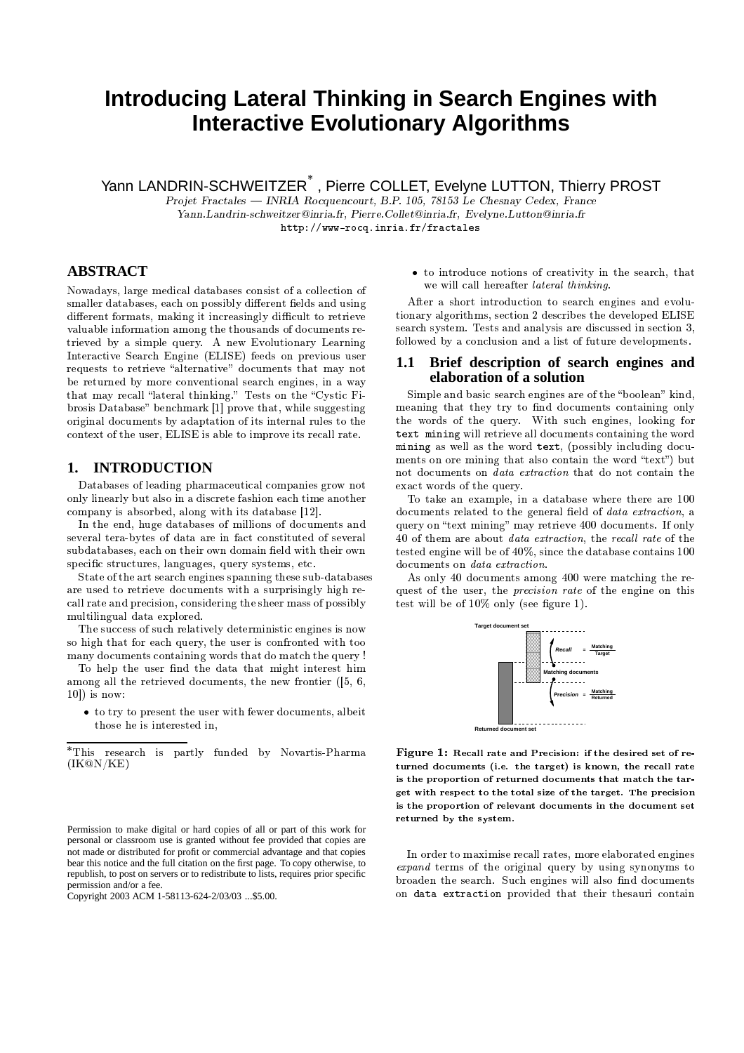// Introducing Lateral Thinking in Search Engines with Interactive Evolutionary Algorithms

Yann LANDRIN-SCHWEITZER*, Pierre COLLET, Evelyne LUTTON, Thierry PROST

*Projet Fractales — INRIA Rocquencourt, B.P. 105, 78153 Le Chesnay Cedex, France*
*Yann.Landrin-schweitzer@inria.fr, Pierre.Collet@inria.fr, Evelyne.Lutton@inria.fr*
http://www-rocq.inria.fr/fractales

## ABSTRACT

Nowadays, large medical databases consist of a collection of smaller databases, each on possibly different fields and using different formats, making it increasingly difficult to retrieve valuable information among the thousands of documents retrieved by a simple query. A new Evolutionary Learning Interactive Search Engine (ELISE) feeds on previous user requests to retrieve "alternative" documents that may not be returned by more conventional search engines, in a way that may recall "lateral thinking." Tests on the "Cystic Fibrosis Database" benchmark [1] prove that, while suggesting original documents by adaptation of its internal rules to the context of the user, ELISE is able to improve its recall rate.

## 1. INTRODUCTION

Databases of leading pharmaceutical companies grow not only linearly but also in a discrete fashion each time another company is absorbed, along with its database [12].

In the end, huge databases of millions of documents and several tera-bytes of data are in fact constituted of several subdatabases, each on their own domain field with their own specific structures, languages, query systems, etc.

State of the art search engines spanning these sub-databases are used to retrieve documents with a surprisingly high recall rate and precision, considering the sheer mass of possibly multilingual data explored.

The success of such relatively deterministic engines is now so high that for each query, the user is confronted with too many documents containing words that do match the query !

To help the user find the data that might interest him among all the retrieved documents, the new frontier ([5, 6, 10]) is now:

- to try to present the user with fewer documents, albeit those he is interested in,
- to introduce notions of creativity in the search, that we will call hereafter *lateral thinking*.

After a short introduction to search engines and evolutionary algorithms, section 2 describes the developed ELISE search system. Tests and analysis are discussed in section 3, followed by a conclusion and a list of future developments.

### 1.1 Brief description of search engines and elaboration of a solution

Simple and basic search engines are of the "boolean" kind, meaning that they try to find documents containing only the words of the query. With such engines, looking for `text mining` will retrieve all documents containing the word `mining` as well as the word `text`, (possibly including documents on ore mining that also contain the word "text") but not documents on *data extraction* that do not contain the exact words of the query.

To take an example, in a database where there are 100 documents related to the general field of *data extraction*, a query on "text mining" may retrieve 400 documents. If only 40 of them are about *data extraction*, the *recall rate* of the tested engine will be of 40%, since the database contains 100 documents on *data extraction*.

As only 40 documents among 400 were matching the request of the user, the *precision rate* of the engine on this test will be of 10% only (see figure 1).

**Figure 1: Recall rate and Precision: if the desired set of returned documents (i.e. the target) is known, the recall rate is the proportion of returned documents that match the target with respect to the total size of the target. The precision is the proportion of relevant documents in the document set returned by the system.**

In order to maximise recall rates, more elaborated engines *expand* terms of the original query by using synonyms to broaden the search. Such engines will also find documents on `data extraction` provided that their thesauri contain

*This research is partly funded by Novartis-Pharma (IK@N/KE)

Permission to make digital or hard copies of all or part of this work for personal or classroom use is granted without fee provided that copies are not made or distributed for profit or commercial advantage and that copies bear this notice and the full citation on the first page. To copy otherwise, to republish, to post on servers or to redistribute to lists, requires prior specific permission and/or a fee.
Copyright 2003 ACM 1-58113-624-2/03/03 ...$5.00.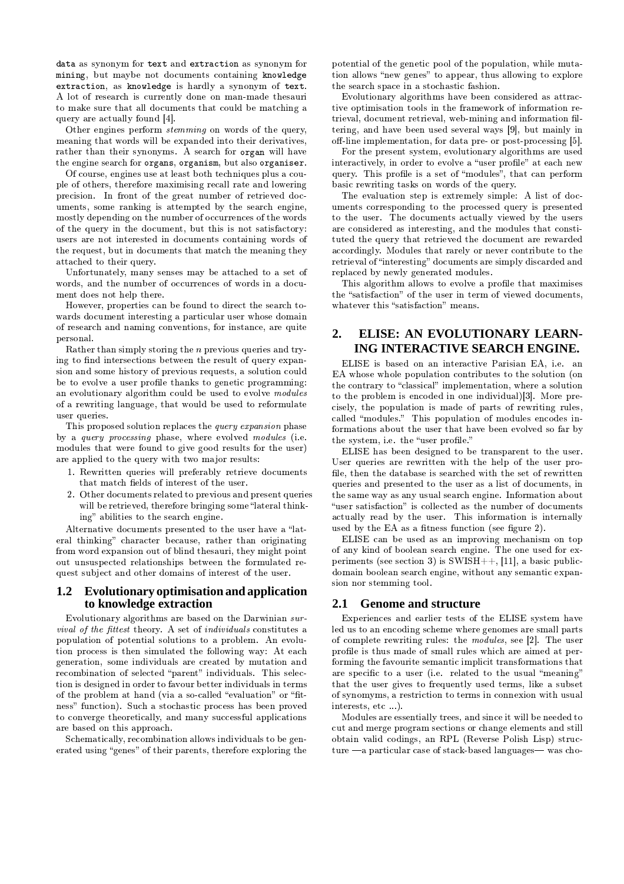data as synonym for text and extraction as synonym for mining, but maybe not documents containing knowledge extraction, as knowledge is hardly a synonym of text. A lot of research is currently done on man-made thesauri to make sure that all documents that could be matching a query are actually found [4].

Other engines perform *stemming* on words of the query, meaning that words will be expanded into their derivatives, rather than their synonyms. A search for organ will have the engine search for organs, organism, but also organiser.

Of course, engines use at least both techniques plus a couple of others, therefore maximising recall rate and lowering precision. In front of the great number of retrieved documents, some ranking is attempted by the search engine, mostly depending on the number of occurrences of the words of the query in the document, but this is not satisfactory: users are not interested in documents containing words of the request, but in documents that match the meaning they attached to their query.

Unfortunately, many senses may be attached to a set of words, and the number of occurrences of words in a document does not help there.

However, properties can be found to direct the search towards document interesting a particular user whose domain of research and naming conventions, for instance, are quite personal.

Rather than simply storing the $n$ previous queries and trying to find intersections between the result of query expansion and some history of previous requests, a solution could be to evolve a user profile thanks to genetic programming: an evolutionary algorithm could be used to evolve *modules* of a rewriting language, that would be used to reformulate user queries.

This proposed solution replaces the *query expansion* phase by a *query processing* phase, where evolved *modules* (i.e. modules that were found to give good results for the user) are applied to the query with two major results:

1. Rewritten queries will preferably retrieve documents that match fields of interest of the user.
2. Other documents related to previous and present queries will be retrieved, therefore bringing some "lateral thinking" abilities to the search engine.

Alternative documents presented to the user have a "lateral thinking" character because, rather than originating from word expansion out of blind thesauri, they might point out unsuspected relationships between the formulated request subject and other domains of interest of the user.

## 1.2 Evolutionary optimisation and application to knowledge extraction

Evolutionary algorithms are based on the Darwinian *survival of the fittest* theory. A set of *individuals* constitutes a population of potential solutions to a problem. An evolution process is then simulated the following way: At each generation, some individuals are created by mutation and recombination of selected "parent" individuals. This selection is designed in order to favour better individuals in terms of the problem at hand (via a so-called "evaluation" or "fitness" function). Such a stochastic process has been proved to converge theoretically, and many successful applications are based on this approach.

Schematically, recombination allows individuals to be generated using "genes" of their parents, therefore exploring the potential of the genetic pool of the population, while mutation allows "new genes" to appear, thus allowing to explore the search space in a stochastic fashion.

Evolutionary algorithms have been considered as attractive optimisation tools in the framework of information retrieval, document retrieval, web-mining and information filtering, and have been used several ways [9], but mainly in off-line implementation, for data pre- or post-processing [5].

For the present system, evolutionary algorithms are used interactively, in order to evolve a "user profile" at each new query. This profile is a set of "modules", that can perform basic rewriting tasks on words of the query.

The evaluation step is extremely simple: A list of documents corresponding to the processed query is presented to the user. The documents actually viewed by the users are considered as interesting, and the modules that constituted the query that retrieved the document are rewarded accordingly. Modules that rarely or never contribute to the retrieval of "interesting" documents are simply discarded and replaced by newly generated modules.

This algorithm allows to evolve a profile that maximises the "satisfaction" of the user in term of viewed documents, whatever this "satisfaction" means.

# 2. ELISE: AN EVOLUTIONARY LEARNING INTERACTIVE SEARCH ENGINE.

ELISE is based on an interactive Parisian EA, i.e. an EA whose whole population contributes to the solution (on the contrary to "classical" implementation, where a solution to the problem is encoded in one individual)[3]. More precisely, the population is made of parts of rewriting rules, called "modules." This population of modules encodes informations about the user that have been evolved so far by the system, i.e. the "user profile."

ELISE has been designed to be transparent to the user. User queries are rewritten with the help of the user profile, then the database is searched with the set of rewritten queries and presented to the user as a list of documents, in the same way as any usual search engine. Information about "user satisfaction" is collected as the number of documents actually read by the user. This information is internally used by the EA as a fitness function (see figure 2).

ELISE can be used as an improving mechanism on top of any kind of boolean search engine. The one used for experiments (see section 3) is SWISH++, [11], a basic public-domain boolean search engine, without any semantic expansion nor stemming tool.

## 2.1 Genome and structure

Experiences and earlier tests of the ELISE system have led us to an encoding scheme where genomes are small parts of complete rewriting rules: the *modules*, see [2]. The user profile is thus made of small rules which are aimed at performing the favourite semantic implicit transformations that are specific to a user (i.e. related to the usual "meaning" that the user gives to frequently used terms, like a subset of synomyms, a restriction to terms in connexion with usual interests, etc ...).

Modules are essentially trees, and since it will be needed to cut and merge program sections or change elements and still obtain valid codings, an RPL (Reverse Polish Lisp) structure —a particular case of stack-based languages— was cho-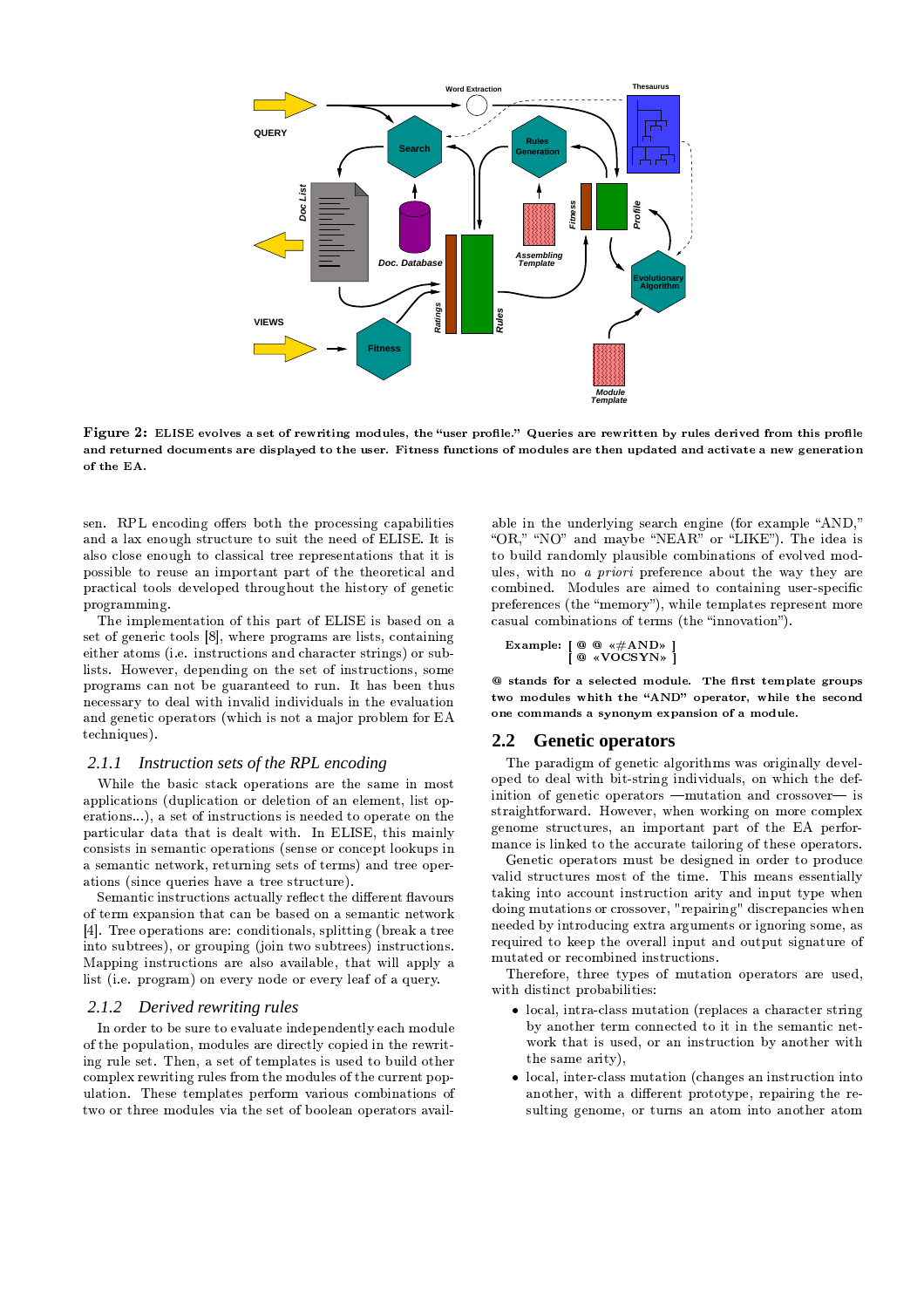**Figure 2:** ELISE evolves a set of rewriting modules, the "user profile." Queries are rewritten by rules derived from this profile and returned documents are displayed to the user. Fitness functions of modules are then updated and activate a new generation of the EA.

sen. RPL encoding offers both the processing capabilities and a lax enough structure to suit the need of ELISE. It is also close enough to classical tree representations that it is possible to reuse an important part of the theoretical and practical tools developed throughout the history of genetic programming.

The implementation of this part of ELISE is based on a set of generic tools [8], where programs are lists, containing either atoms (i.e. instructions and character strings) or sub-lists. However, depending on the set of instructions, some programs can not be guaranteed to run. It has been thus necessary to deal with invalid individuals in the evaluation and genetic operators (which is not a major problem for EA techniques).

### 2.1.1 Instruction sets of the RPL encoding

While the basic stack operations are the same in most applications (duplication or deletion of an element, list operations...), a set of instructions is needed to operate on the particular data that is dealt with. In ELISE, this mainly consists in semantic operations (sense or concept lookups in a semantic network, returning sets of terms) and tree operations (since queries have a tree structure).

Semantic instructions actually reflect the different flavours of term expansion that can be based on a semantic network [4]. Tree operations are: conditionals, splitting (break a tree into subtrees), or grouping (join two subtrees) instructions. Mapping instructions are also available, that will apply a list (i.e. program) on every node or every leaf of a query.

### 2.1.2 Derived rewriting rules

In order to be sure to evaluate independently each module of the population, modules are directly copied in the rewriting rule set. Then, a set of templates is used to build other complex rewriting rules from the modules of the current population. These templates perform various combinations of two or three modules via the set of boolean operators available in the underlying search engine (for example "AND," "OR," "NO" and maybe "NEAR" or "LIKE"). The idea is to build randomly plausible combinations of evolved modules, with no *a priori* preference about the way they are combined. Modules are aimed to containing user-specific preferences (the "memory"), while templates represent more casual combinations of terms (the "innovation").

**Example:** [ @ @ «#AND» ]
[ @ «VOCSYN» ]

@ stands for a selected module. The first template groups two modules whith the "AND" operator, while the second one commands a synonym expansion of a module.

## 2.2 Genetic operators

The paradigm of genetic algorithms was originally developed to deal with bit-string individuals, on which the definition of genetic operators —mutation and crossover— is straightforward. However, when working on more complex genome structures, an important part of the EA performance is linked to the accurate tailoring of these operators.

Genetic operators must be designed in order to produce valid structures most of the time. This means essentially taking into account instruction arity and input type when doing mutations or crossover, "repairing" discrepancies when needed by introducing extra arguments or ignoring some, as required to keep the overall input and output signature of mutated or recombined instructions.

Therefore, three types of mutation operators are used, with distinct probabilities:

- local, intra-class mutation (replaces a character string by another term connected to it in the semantic network that is used, or an instruction by another with the same arity),
- local, inter-class mutation (changes an instruction into another, with a different prototype, repairing the resulting genome, or turns an atom into another atom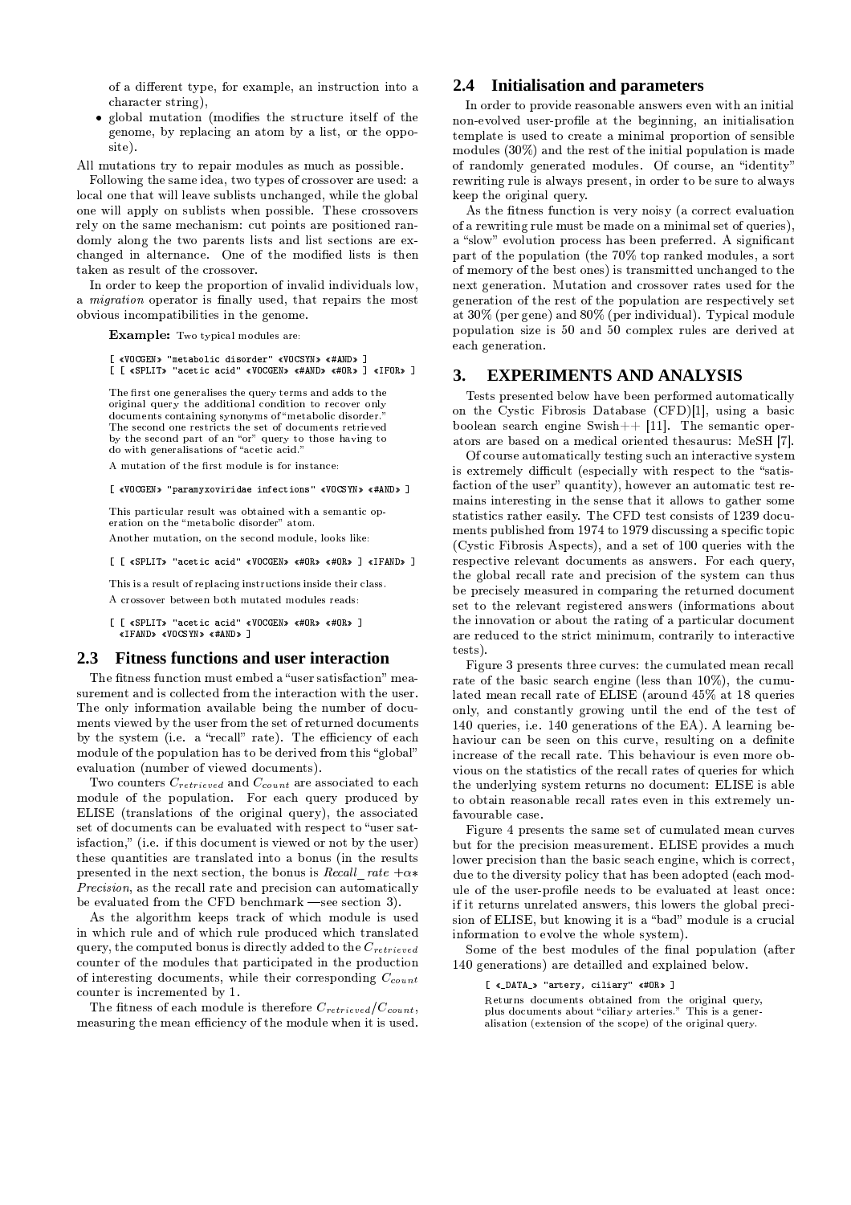of a different type, for example, an instruction into a character string),

- global mutation (modifies the structure itself of the genome, by replacing an atom by a list, or the opposite).

All mutations try to repair modules as much as possible.

Following the same idea, two types of crossover are used: a local one that will leave sublists unchanged, while the global one will apply on sublists when possible. These crossovers rely on the same mechanism: cut points are positioned randomly along the two parents lists and list sections are exchanged in alternance. One of the modified lists is then taken as result of the crossover.

In order to keep the proportion of invalid individuals low, a *migration* operator is finally used, that repairs the most obvious incompatibilities in the genome.

**Example:** Two typical modules are:

```
[ «VOCGEN» "metabolic disorder" «VOCSYN» «#AND» ]
[ [ «SPLIT» "acetic acid" «VOCGEN» «#AND» «#OR» ] «IFOR» ]
```

The first one generalises the query terms and adds to the original query the additional condition to recover only documents containing synonyms of "metabolic disorder." The second one restricts the set of documents retrieved by the second part of an "or" query to those having to do with generalisations of "acetic acid."

A mutation of the first module is for instance:

```
[ «VOCGEN» "paramyxoviridae infections" «VOCSYN» «#AND» ]
```

This particular result was obtained with a semantic operation on the "metabolic disorder" atom.

Another mutation, on the second module, looks like:

```
[ [ «SPLIT» "acetic acid" «VOCGEN» «#OR» «#OR» ] «IFAND» ]
```

This is a result of replacing instructions inside their class.

A crossover between both mutated modules reads:

```
[ [ «SPLIT» "acetic acid" «VOCGEN» «#OR» «#OR» ]
  «IFAND» «VOCSYN» «#AND» ]
```

## 2.3 Fitness functions and user interaction

The fitness function must embed a "user satisfaction" measurement and is collected from the interaction with the user. The only information available being the number of documents viewed by the user from the set of returned documents by the system (i.e. a "recall" rate). The efficiency of each module of the population has to be derived from this "global" evaluation (number of viewed documents).

Two counters $C_{retrieved}$ and $C_{count}$ are associated to each module of the population. For each query produced by ELISE (translations of the original query), the associated set of documents can be evaluated with respect to "user satisfaction," (i.e. if this document is viewed or not by the user) these quantities are translated into a bonus (in the results presented in the next section, the bonus is $Recall\_rate + \alpha * Precision$, as the recall rate and precision can automatically be evaluated from the CFD benchmark —see section 3).

As the algorithm keeps track of which module is used in which rule and of which rule produced which translated query, the computed bonus is directly added to the $C_{retrieved}$ counter of the modules that participated in the production of interesting documents, while their corresponding $C_{count}$ counter is incremented by 1.

The fitness of each module is therefore $C_{retrieved}/C_{count}$, measuring the mean efficiency of the module when it is used.

## 2.4 Initialisation and parameters

In order to provide reasonable answers even with an initial non-evolved user-profile at the beginning, an initialisation template is used to create a minimal proportion of sensible modules (30%) and the rest of the initial population is made of randomly generated modules. Of course, an "identity" rewriting rule is always present, in order to be sure to always keep the original query.

As the fitness function is very noisy (a correct evaluation of a rewriting rule must be made on a minimal set of queries), a "slow" evolution process has been preferred. A significant part of the population (the 70% top ranked modules, a sort of memory of the best ones) is transmitted unchanged to the next generation. Mutation and crossover rates used for the generation of the rest of the population are respectively set at 30% (per gene) and 80% (per individual). Typical module population size is 50 and 50 complex rules are derived at each generation.

# 3. EXPERIMENTS AND ANALYSIS

Tests presented below have been performed automatically on the Cystic Fibrosis Database (CFD)[1], using a basic boolean search engine Swish++ [11]. The semantic operators are based on a medical oriented thesaurus: MeSH [7].

Of course automatically testing such an interactive system is extremely difficult (especially with respect to the "satisfaction of the user" quantity), however an automatic test remains interesting in the sense that it allows to gather some statistics rather easily. The CFD test consists of 1239 documents published from 1974 to 1979 discussing a specific topic (Cystic Fibrosis Aspects), and a set of 100 queries with the respective relevant documents as answers. For each query, the global recall rate and precision of the system can thus be precisely measured in comparing the returned document set to the relevant registered answers (informations about the innovation or about the rating of a particular document are reduced to the strict minimum, contrarily to interactive tests).

Figure 3 presents three curves: the cumulated mean recall rate of the basic search engine (less than 10%), the cumulated mean recall rate of ELISE (around 45% at 18 queries only, and constantly growing until the end of the test of 140 queries, i.e. 140 generations of the EA). A learning behaviour can be seen on this curve, resulting on a definite increase of the recall rate. This behaviour is even more obvious on the statistics of the recall rates of queries for which the underlying system returns no document: ELISE is able to obtain reasonable recall rates even in this extremely unfavourable case.

Figure 4 presents the same set of cumulated mean curves but for the precision measurement. ELISE provides a much lower precision than the basic seach engine, which is correct, due to the diversity policy that has been adopted (each module of the user-profile needs to be evaluated at least once: if it returns unrelated answers, this lowers the global precision of ELISE, but knowing it is a "bad" module is a crucial information to evolve the whole system).

Some of the best modules of the final population (after 140 generations) are detailled and explained below.

```
[ «_DATA_» "artery, ciliary" «#OR» ]
```

Returns documents obtained from the original query, plus documents about "ciliary arteries." This is a generalisation (extension of the scope) of the original query.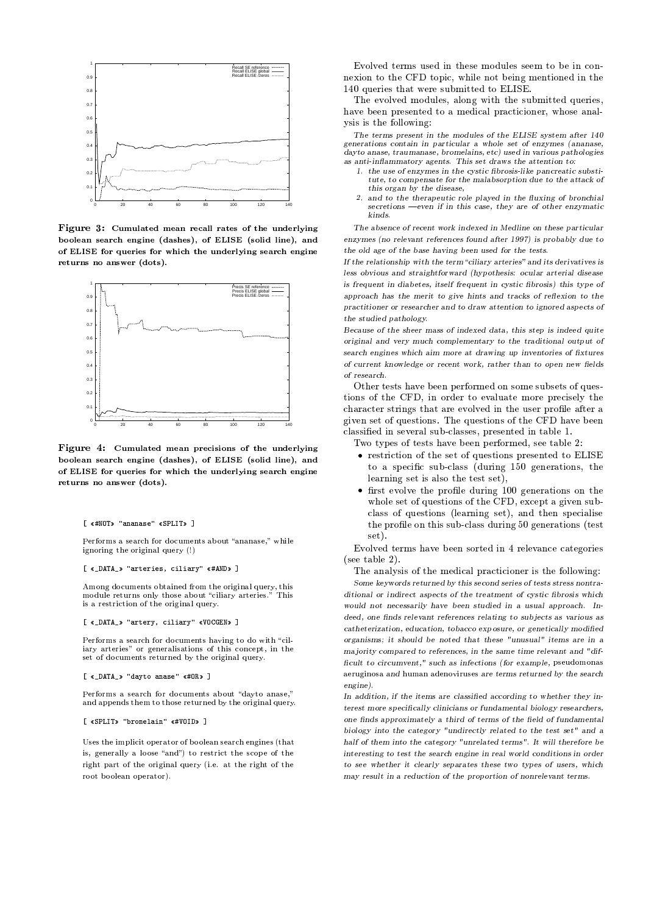**Figure 3: Cumulated mean recall rates of the underlying boolean search engine (dashes), of ELISE (solid line), and of ELISE for queries for which the underlying search engine returns no answer (dots).**

**Figure 4: Cumulated mean precisions of the underlying boolean search engine (dashes), of ELISE (solid line), and of ELISE for queries for which the underlying search engine returns no answer (dots).**

```
[ «#NOT» "ananase" «SPLIT» ]
```

Performs a search for documents about "ananase," while ignoring the original query (!)

```
[ «_DATA_» "arteries, ciliary" «#AND» ]
```

Among documents obtained from the original query, this module returns only those about "ciliary arteries." This is a restriction of the original query.

```
[ «_DATA_» "artery, ciliary" «VOCGEN» ]
```

Performs a search for documents having to do with "ciliary arteries" or generalisations of this concept, in the set of documents returned by the original query.

```
[ «_DATA_» "dayto anase" «#OR» ]
```

Performs a search for documents about "dayto anase," and appends them to those returned by the original query.

```
[ «SPLIT» "bromelain" «#VOID» ]
```

Uses the implicit operator of boolean search engines (that is, generally a loose "and") to restrict the scope of the right part of the original query (i.e. at the right of the root boolean operator).

Evolved terms used in these modules seem to be in connexion to the CFD topic, while not being mentioned in the 140 queries that were submitted to ELISE.

The evolved modules, along with the submitted queries, have been presented to a medical practicioner, whose analysis is the following:

*The terms present in the modules of the ELISE system after 140 generations contain in particular a whole set of enzymes (ananase, dayto anase, traumanase, bromelains, etc) used in various pathologies as anti-inflammatory agents. This set draws the attention to:*

1. *the use of enzymes in the cystic fibrosis-like pancreatic substitute, to compensate for the malabsorption due to the attack of this organ by the disease,*
2. *and to the therapeutic role played in the fluxing of bronchial secretions —even if in this case, they are of other enzymatic kinds.*

*The absence of recent work indexed in Medline on these particular enzymes (no relevant references found after 1997) is probably due to the old age of the base having been used for the tests.*

*If the relationship with the term "ciliary arteries" and its derivatives is less obvious and straightforward (hypothesis: ocular arterial disease is frequent in diabetes, itself frequent in cystic fibrosis) this type of approach has the merit to give hints and tracks of reflexion to the practitioner or researcher and to draw attention to ignored aspects of the studied pathology.*

*Because of the sheer mass of indexed data, this step is indeed quite original and very much complementary to the traditional output of search engines which aim more at drawing up inventories of fixtures of current knowledge or recent work, rather than to open new fields of research.*

Other tests have been performed on some subsets of questions of the CFD, in order to evaluate more precisely the character strings that are evolved in the user profile after a given set of questions. The questions of the CFD have been classified in several sub-classes, presented in table 1.

Two types of tests have been performed, see table 2:

- restriction of the set of questions presented to ELISE to a specific sub-class (during 150 generations, the learning set is also the test set),
- first evolve the profile during 100 generations on the whole set of questions of the CFD, except a given sub-class of questions (learning set), and then specialise the profile on this sub-class during 50 generations (test set).

Evolved terms have been sorted in 4 relevance categories (see table 2).

The analysis of the medical practicioner is the following:

*Some keywords returned by this second series of tests stress nontraditional or indirect aspects of the treatment of cystic fibrosis which would not necessarily have been studied in a usual approach. Indeed, one finds relevant references relating to subjects as various as catheterization, education, tobacco exposure, or genetically modified organisms; it should be noted that these "unusual" items are in a majority compared to references, in the same time relevant and "difficult to circumvent," such as infections (for example, pseudomonas aeruginosa and human adenoviruses are terms returned by the search engine).*

*In addition, if the items are classified according to whether they interest more specifically clinicians or fundamental biology researchers, one finds approximately a third of terms of the field of fundamental biology into the category "undirectly related to the test set" and a half of them into the category "unrelated terms". It will therefore be interesting to test the search engine in real world conditions in order to see whether it clearly separates these two types of users, which may result in a reduction of the proportion of nonrelevant terms.*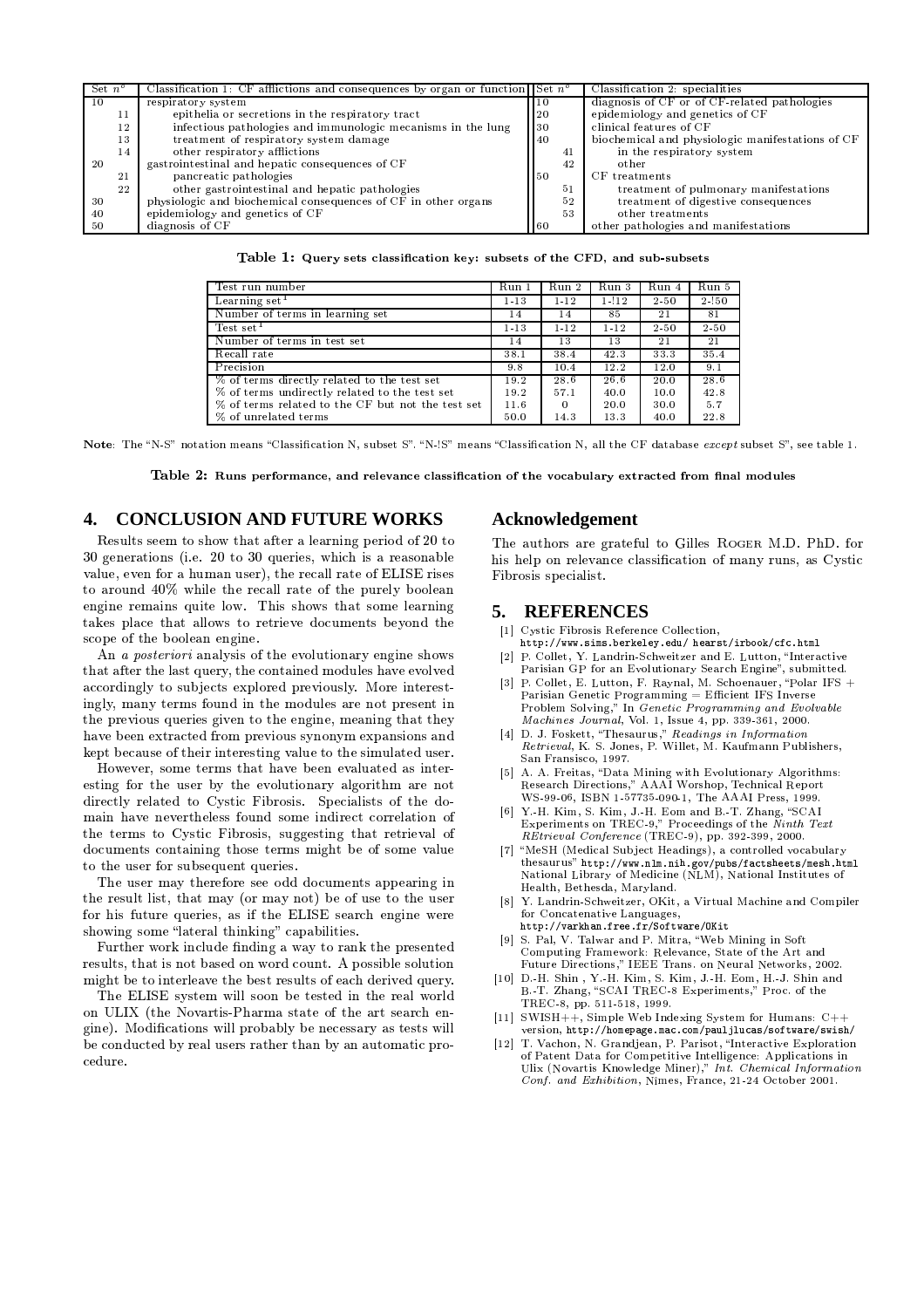| Set n° | Classification 1: CF afflictions and consequences by organ or function | Set n° | Classification 2: specialities |
|---|---|---|---|
| 10 | respiratory system | 10 | diagnosis of CF or of CF-related pathologies |
| 11 | epithelia or secretions in the respiratory tract | 20 | epidemiology and genetics of CF |
| 12 | infectious pathologies and immunologic mecanisms in the lung | 30 | clinical features of CF |
| 13 | treatment of respiratory system damage | 40 | biochemical and physiologic manifestations of CF |
| 14 | other respiratory afflictions | 41 | in the respiratory system |
| 20 | gastrointestinal and hepatic consequences of CF | 42 | other |
| 21 | pancreatic pathologies | 50 | CF treatments |
| 22 | other gastrointestinal and hepatic pathologies | 51 | treatment of pulmonary manifestations |
| 30 | physiologic and biochemical consequences of CF in other organs | 52 | treatment of digestive consequences |
| 40 | epidemiology and genetics of CF | 53 | other treatments |
| 50 | diagnosis of CF | 60 | other pathologies and manifestations |

**Table 1: Query sets classification key: subsets of the CFD, and sub-subsets**

| Test run number | Run 1 | Run 2 | Run 3 | Run 4 | Run 5 |
|---|---|---|---|---|---|
| Learning set [1] | 1-13 | 1-12 | 1-!12 | 2-50 | 2-!50 |
| Number of terms in learning set | 14 | 14 | 85 | 21 | 81 |
| Test set [1] | 1-13 | 1-12 | 1-12 | 2-50 | 2-50 |
| Number of terms in test set | 14 | 13 | 13 | 21 | 21 |
| Recall rate | 38.1 | 38.4 | 42.3 | 33.3 | 35.4 |
| Precision | 9.8 | 10.4 | 12.2 | 12.0 | 9.1 |
| % of terms directly related to the test set | 19.2 | 28.6 | 26.6 | 20.0 | 28.6 |
| % of terms undirectly related to the test set | 19.2 | 57.1 | 40.0 | 10.0 | 42.8 |
| % of terms related to the CF but not the test set | 11.6 | 0 | 20.0 | 30.0 | 5.7 |
| % of unrelated terms | 50.0 | 14.3 | 13.3 | 40.0 | 22.8 |

**Note**: The "N-S" notation means "Classification N, subset S". "N-!S" means "Classification N, all the CF database *except* subset S", see table 1.

**Table 2: Runs performance, and relevance classification of the vocabulary extracted from final modules**

## 4. CONCLUSION AND FUTURE WORKS

Results seem to show that after a learning period of 20 to 30 generations (i.e. 20 to 30 queries, which is a reasonable value, even for a human user), the recall rate of ELISE rises to around 40% while the recall rate of the purely boolean engine remains quite low. This shows that some learning takes place that allows to retrieve documents beyond the scope of the boolean engine.

An *a posteriori* analysis of the evolutionary engine shows that after the last query, the contained modules have evolved accordingly to subjects explored previously. More interestingly, many terms found in the modules are not present in the previous queries given to the engine, meaning that they have been extracted from previous synonym expansions and kept because of their interesting value to the simulated user.

However, some terms that have been evaluated as interesting for the user by the evolutionary algorithm are not directly related to Cystic Fibrosis. Specialists of the domain have nevertheless found some indirect correlation of the terms to Cystic Fibrosis, suggesting that retrieval of documents containing those terms might be of some value to the user for subsequent queries.

The user may therefore see odd documents appearing in the result list, that may (or may not) be of use to the user for his future queries, as if the ELISE search engine were showing some "lateral thinking" capabilities.

Further work include finding a way to rank the presented results, that is not based on word count. A possible solution might be to interleave the best results of each derived query.

The ELISE system will soon be tested in the real world on ULIX (the Novartis-Pharma state of the art search engine). Modifications will probably be necessary as tests will be conducted by real users rather than by an automatic procedure.

## Acknowledgement

The authors are grateful to Gilles Roger M.D. PhD. for his help on relevance classification of many runs, as Cystic Fibrosis specialist.

## 5. REFERENCES

[1] Cystic Fibrosis Reference Collection, http://www.sims.berkeley.edu/ hearst/irbook/cfc.html

[2] P. Collet, Y. Landrin-Schweitzer and E. Lutton, "Interactive Parisian GP for an Evolutionary Search Engine", submitted.

[3] P. Collet, E. Lutton, F. Raynal, M. Schoenauer, "Polar IFS + Parisian Genetic Programming = Efficient IFS Inverse Problem Solving," In *Genetic Programming and Evolvable Machines Journal*, Vol. 1, Issue 4, pp. 339-361, 2000.

[4] D. J. Foskett, "Thesaurus," *Readings in Information Retrieval*, K. S. Jones, P. Willet, M. Kaufmann Publishers, San Fransisco, 1997.

[5] A. A. Freitas, "Data Mining with Evolutionary Algorithms: Research Directions," AAAI Worshop, Technical Report WS-99-06, ISBN 1-57735-090-1, The AAAI Press, 1999.

[6] Y.-H. Kim, S. Kim, J.-H. Eom and B.-T. Zhang, "SCAI Experiments on TREC-9," Proceedings of the *Ninth Text REtrieval Conference* (TREC-9), pp. 392-399, 2000.

[7] "MeSH (Medical Subject Headings), a controlled vocabulary thesaurus" http://www.nlm.nih.gov/pubs/factsheets/mesh.html National Library of Medicine (NLM), National Institutes of Health, Bethesda, Maryland.

[8] Y. Landrin-Schweitzer, OKit, a Virtual Machine and Compiler for Concatenative Languages, http://varkhan.free.fr/Software/OKit

[9] S. Pal, V. Talwar and P. Mitra, "Web Mining in Soft Computing Framework: Relevance, State of the Art and Future Directions," IEEE Trans. on Neural Networks, 2002.

[10] D.-H. Shin , Y.-H. Kim, S. Kim, J.-H. Eom, H.-J. Shin and B.-T. Zhang, "SCAI TREC-8 Experiments," Proc. of the TREC-8, pp. 511-518, 1999.

[11] SWISH++, Simple Web Indexing System for Humans: C++ version, http://homepage.mac.com/pauljlucas/software/swish/

[12] T. Vachon, N. Grandjean, P. Parisot, "Interactive Exploration of Patent Data for Competitive Intelligence: Applications in Ulix (Novartis Knowledge Miner)," *Int. Chemical Information Conf. and Exhibition*, Nimes, France, 21-24 October 2001.